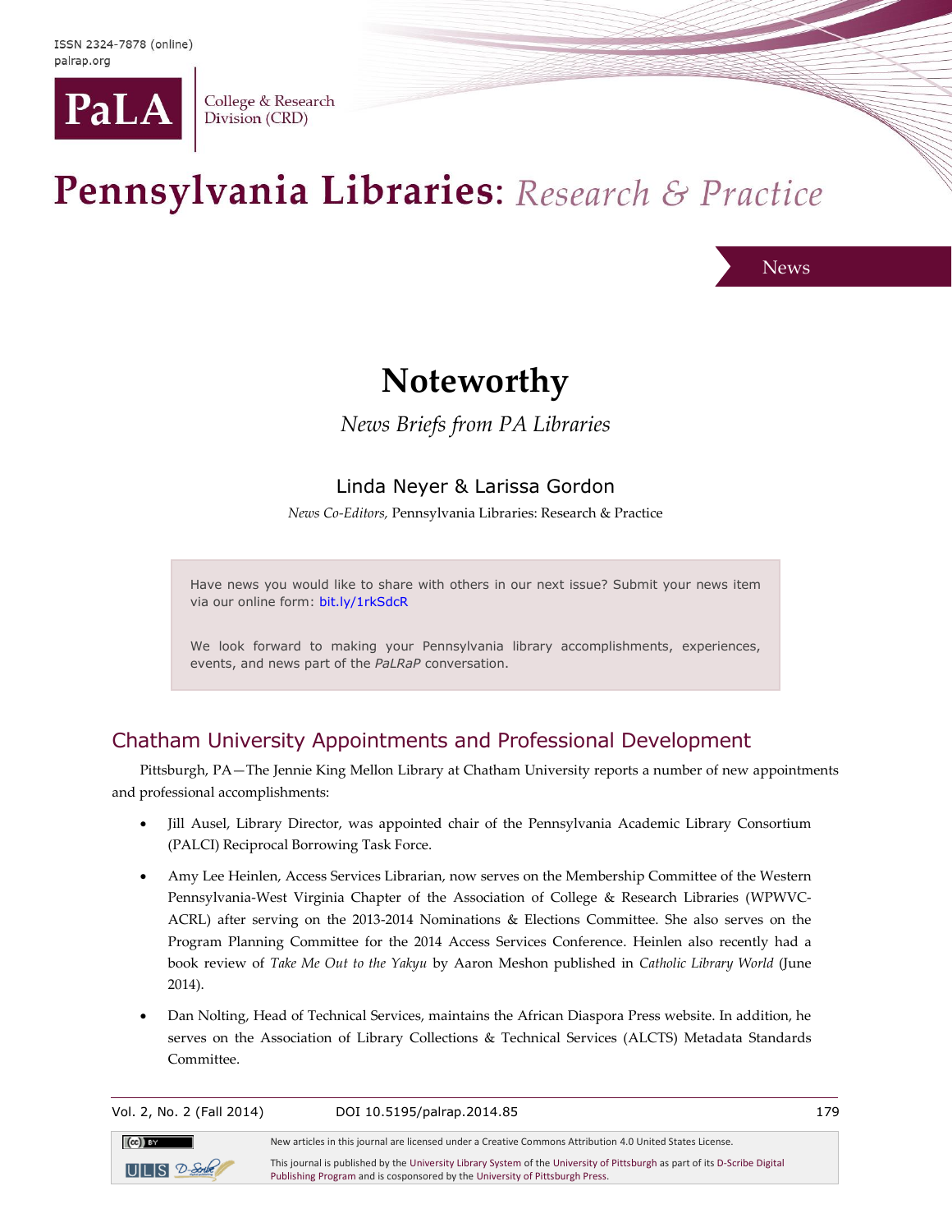# Noteworthy

*News Briefs from PA Libraries*

Linda Neyer & Larissa Gordon

*News Co-Editors,* Pennsylvania Libraries: Research & Practice

Have news you would like to share with others in our next issue? Submit your news item via our online form: bit.ly/1rkSdcR

We look forward to making your Pennsylvania library accomplishments, experiences, events, and news part of the *PaLRaP* conversation.

## Chatham University Appointments and Professional Development

Pittsburgh, PA—The Jennie King Mellon Library at Chatham University reports a number of new appointments and professional accomplishments:

- Jill Ausel, Library Director, was appointed chair of the Pennsylvania Academic Library Consortium (PALCI) Reciprocal Borrowing Task Force.
- Amy Lee Heinlen, Access Services Librarian, now serves on the Membership Committee of the Western Pennsylvania-West Virginia Chapter of the Association of College & Research Libraries (WPWVC-ACRL) after serving on the 2013-2014 Nominations & Elections Committee. She also serves on the Program Planning Committee for the 2014 Access Services Conference. Heinlen also recently had a book review of *Take Me Out to the Yakyu* by Aaron Meshon published in *Catholic Library World* (June 2014).
- Dan Nolting, Head of Technical Services, maintains the African Diaspora Press website. In addition, he serves on the Association of Library Collections & Technical Services (ALCTS) Metadata Standards Committee.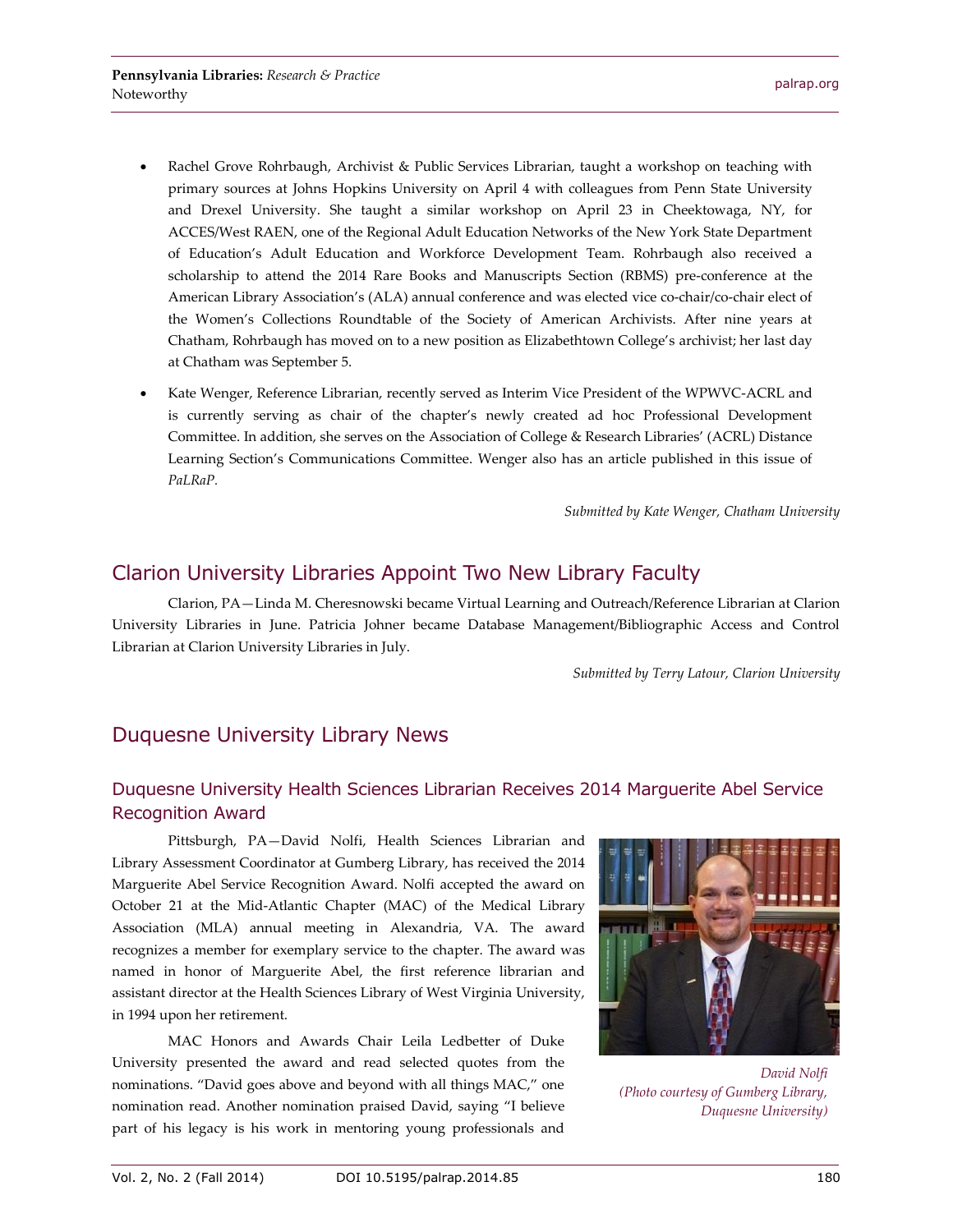- Rachel Grove Rohrbaugh, Archivist & Public Services Librarian, taught a workshop on teaching with primary sources at Johns Hopkins University on April 4 with colleagues from Penn State University and Drexel University. She taught a similar workshop on April 23 in Cheektowaga, NY, for ACCES/West RAEN, one of the Regional Adult Education Networks of the New York State Department of Education's Adult Education and Workforce Development Team. Rohrbaugh also received a scholarship to attend the 2014 Rare Books and Manuscripts Section (RBMS) pre-conference at the American Library Association's (ALA) annual conference and was elected vice co-chair/co-chair elect of the Women's Collections Roundtable of the Society of American Archivists. After nine years at Chatham, Rohrbaugh has moved on to a new position as Elizabethtown College's archivist; her last day at Chatham was September 5.
- Kate Wenger, Reference Librarian, recently served as Interim Vice President of the WPWVC-ACRL and is currently serving as chair of the chapter's newly created ad hoc Professional Development Committee. In addition, she serves on the Association of College & Research Libraries' (ACRL) Distance Learning Section's Communications Committee. Wenger also has an article published in this issue of *PaLRaP.*

*Submitted by Kate Wenger, Chatham University*

## Clarion University Libraries Appoint Two New Library Faculty

Clarion, PA—Linda M. Cheresnowski became Virtual Learning and Outreach/Reference Librarian at Clarion University Libraries in June. Patricia Johner became Database Management/Bibliographic Access and Control Librarian at Clarion University Libraries in July.

*Submitted by Terry Latour, Clarion University*

## Duquesne University Library News

### Duquesne University Health Sciences Librarian Receives 2014 Marguerite Abel Service Recognition Award

Pittsburgh, PA—David Nolfi, Health Sciences Librarian and Library Assessment Coordinator at Gumberg Library, has received the 2014 Marguerite Abel Service Recognition Award. Nolfi accepted the award on October 21 at the Mid-Atlantic Chapter (MAC) of the Medical Library Association (MLA) annual meeting in Alexandria, VA. The award recognizes a member for exemplary service to the chapter. The award was named in honor of Marguerite Abel, the first reference librarian and assistant director at the Health Sciences Library of West Virginia University, in 1994 upon her retirement.

*David Nolfi (Photo courtesy of Gumberg Library, Duquesne University)*

MAC Honors and Awards Chair Leila Ledbetter of Duke University presented the award and read selected quotes from the nominations. "David goes above and beyond with all things MAC," one nomination read. Another nomination praised David, saying "I believe part of his legacy is his work in mentoring young professionals and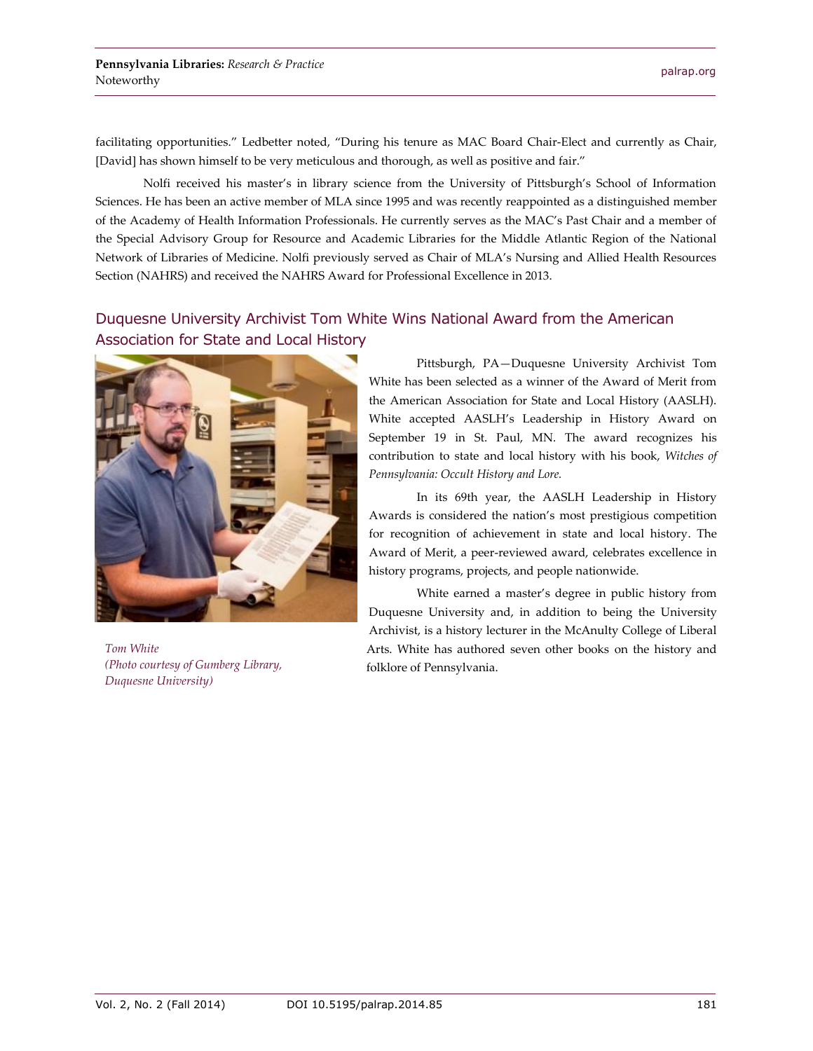facilitating opportunities." Ledbetter noted, "During his tenure as MAC Board Chair-Elect and currently as Chair, [David] has shown himself to be very meticulous and thorough, as well as positive and fair."

Nolfi received his master's in library science from the University of Pittsburgh's School of Information Sciences. He has been an active member of MLA since 1995 and was recently reappointed as a distinguished member of the Academy of Health Information Professionals. He currently serves as the MAC's Past Chair and a member of the Special Advisory Group for Resource and Academic Libraries for the Middle Atlantic Region of the National Network of Libraries of Medicine. Nolfi previously served as Chair of MLA's Nursing and Allied Health Resources Section (NAHRS) and received the NAHRS Award for Professional Excellence in 2013.

## Duquesne University Archivist Tom White Wins National Award from the American Association for State and Local History

*Tom White*
*(Photo courtesy of Gumberg Library, Duquesne University)*

Pittsburgh, PA—Duquesne University Archivist Tom White has been selected as a winner of the Award of Merit from the American Association for State and Local History (AASLH). White accepted AASLH's Leadership in History Award on September 19 in St. Paul, MN. The award recognizes his contribution to state and local history with his book, *Witches of Pennsylvania: Occult History and Lore.*

In its 69th year, the AASLH Leadership in History Awards is considered the nation's most prestigious competition for recognition of achievement in state and local history. The Award of Merit, a peer-reviewed award, celebrates excellence in history programs, projects, and people nationwide.

White earned a master's degree in public history from Duquesne University and, in addition to being the University Archivist, is a history lecturer in the McAnulty College of Liberal Arts. White has authored seven other books on the history and folklore of Pennsylvania.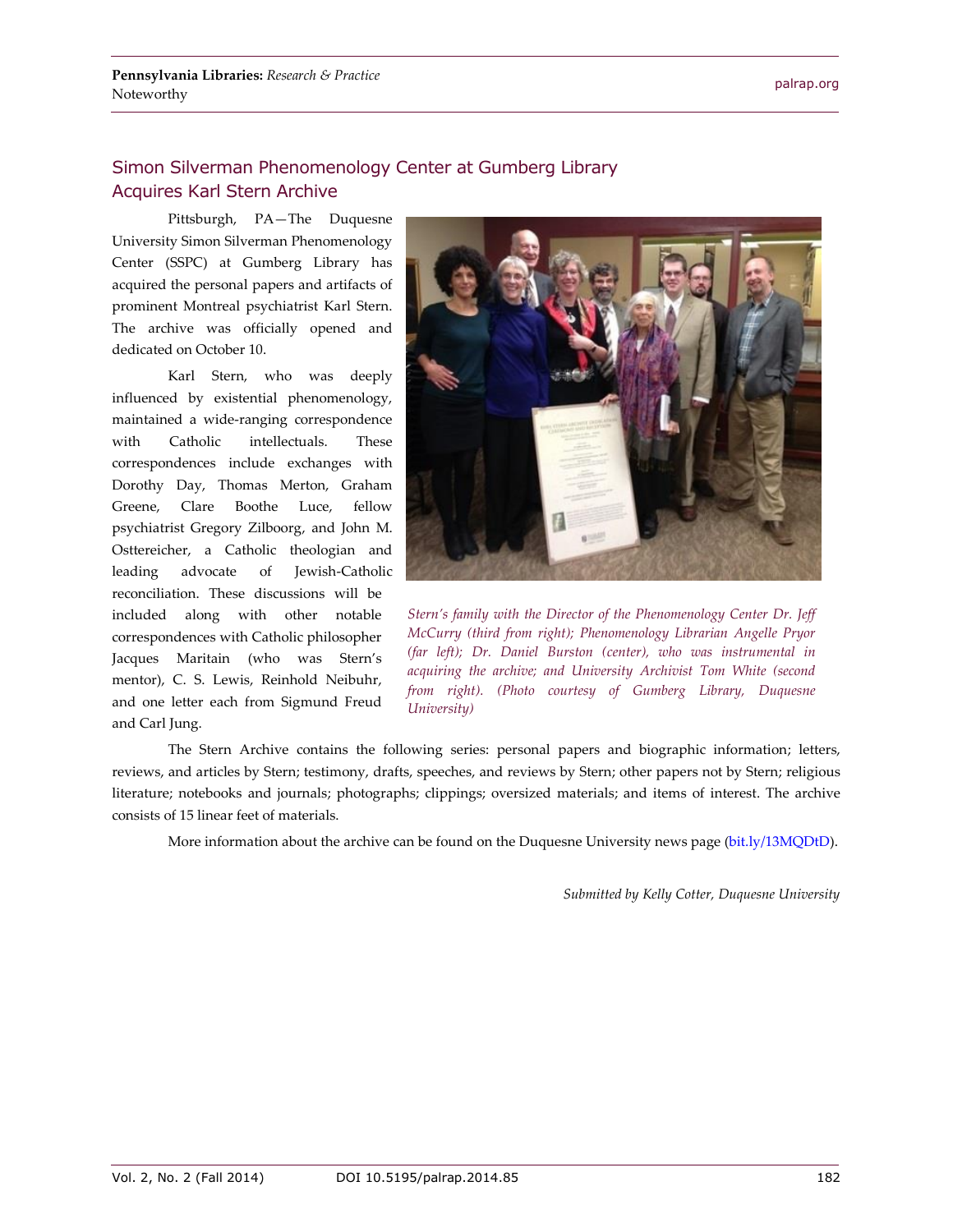## Simon Silverman Phenomenology Center at Gumberg Library Acquires Karl Stern Archive

Pittsburgh, PA—The Duquesne University Simon Silverman Phenomenology Center (SSPC) at Gumberg Library has acquired the personal papers and artifacts of prominent Montreal psychiatrist Karl Stern. The archive was officially opened and dedicated on October 10.

Karl Stern, who was deeply influenced by existential phenomenology, maintained a wide-ranging correspondence with Catholic intellectuals. These correspondences include exchanges with Dorothy Day, Thomas Merton, Graham Greene, Clare Boothe Luce, fellow psychiatrist Gregory Zilboorg, and John M. Osttereicher, a Catholic theologian and leading advocate of Jewish-Catholic reconciliation. These discussions will be included along with other notable correspondences with Catholic philosopher Jacques Maritain (who was Stern's mentor), C. S. Lewis, Reinhold Neibuhr, and one letter each from Sigmund Freud and Carl Jung.

*Stern's family with the Director of the Phenomenology Center Dr. Jeff McCurry (third from right); Phenomenology Librarian Angelle Pryor (far left); Dr. Daniel Burston (center), who was instrumental in acquiring the archive; and University Archivist Tom White (second from right). (Photo courtesy of Gumberg Library, Duquesne University)*

The Stern Archive contains the following series: personal papers and biographic information; letters, reviews, and articles by Stern; testimony, drafts, speeches, and reviews by Stern; other papers not by Stern; religious literature; notebooks and journals; photographs; clippings; oversized materials; and items of interest. The archive consists of 15 linear feet of materials.

More information about the archive can be found on the Duquesne University news page (bit.ly/13MQDtD).

*Submitted by Kelly Cotter, Duquesne University*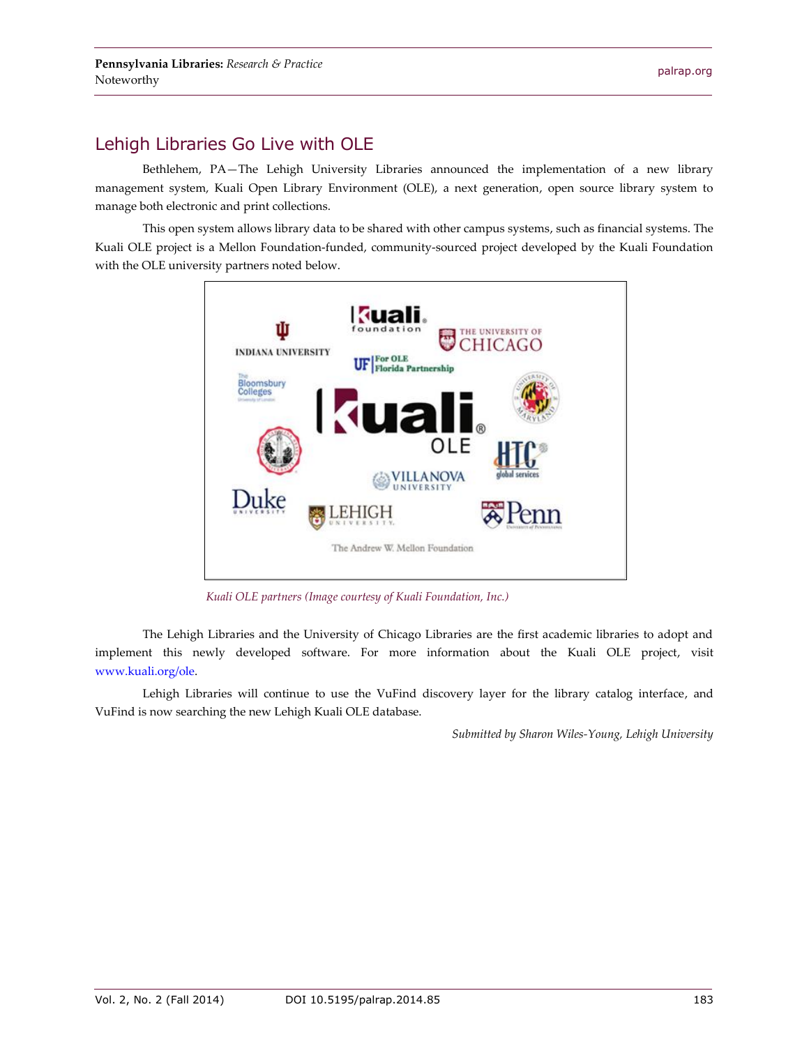## Lehigh Libraries Go Live with OLE

Bethlehem, PA—The Lehigh University Libraries announced the implementation of a new library management system, Kuali Open Library Environment (OLE), a next generation, open source library system to manage both electronic and print collections.

This open system allows library data to be shared with other campus systems, such as financial systems. The Kuali OLE project is a Mellon Foundation-funded, community-sourced project developed by the Kuali Foundation with the OLE university partners noted below.

*Kuali OLE partners (Image courtesy of Kuali Foundation, Inc.)*

The Lehigh Libraries and the University of Chicago Libraries are the first academic libraries to adopt and implement this newly developed software. For more information about the Kuali OLE project, visit www.kuali.org/ole.

Lehigh Libraries will continue to use the VuFind discovery layer for the library catalog interface, and VuFind is now searching the new Lehigh Kuali OLE database.

*Submitted by Sharon Wiles-Young, Lehigh University*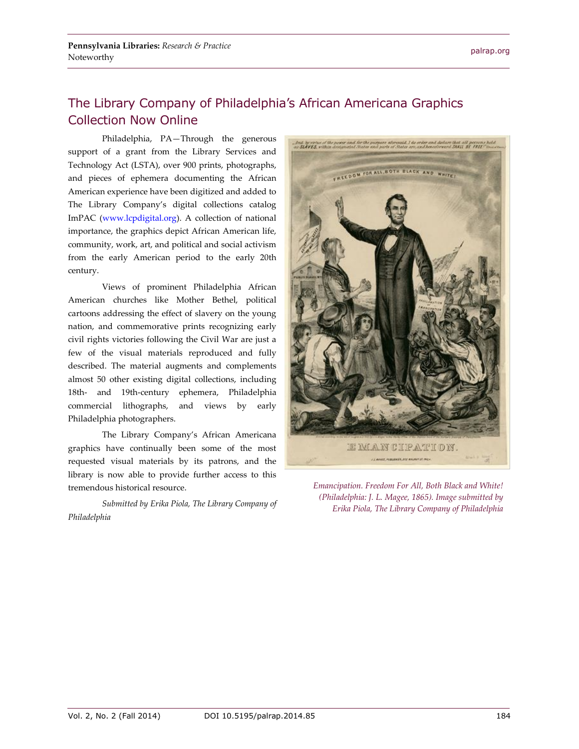## The Library Company of Philadelphia's African Americana Graphics Collection Now Online

Philadelphia, PA—Through the generous support of a grant from the Library Services and Technology Act (LSTA), over 900 prints, photographs, and pieces of ephemera documenting the African American experience have been digitized and added to The Library Company's digital collections catalog ImPAC (www.lcpdigital.org). A collection of national importance, the graphics depict African American life, community, work, art, and political and social activism from the early American period to the early 20th century.

Views of prominent Philadelphia African American churches like Mother Bethel, political cartoons addressing the effect of slavery on the young nation, and commemorative prints recognizing early civil rights victories following the Civil War are just a few of the visual materials reproduced and fully described. The material augments and complements almost 50 other existing digital collections, including 18th- and 19th-century ephemera, Philadelphia commercial lithographs, and views by early Philadelphia photographers.

The Library Company's African Americana graphics have continually been some of the most requested visual materials by its patrons, and the library is now able to provide further access to this tremendous historical resource.

*Submitted by Erika Piola, The Library Company of Philadelphia*

*Emancipation. Freedom For All, Both Black and White! (Philadelphia: J. L. Magee, 1865). Image submitted by Erika Piola, The Library Company of Philadelphia*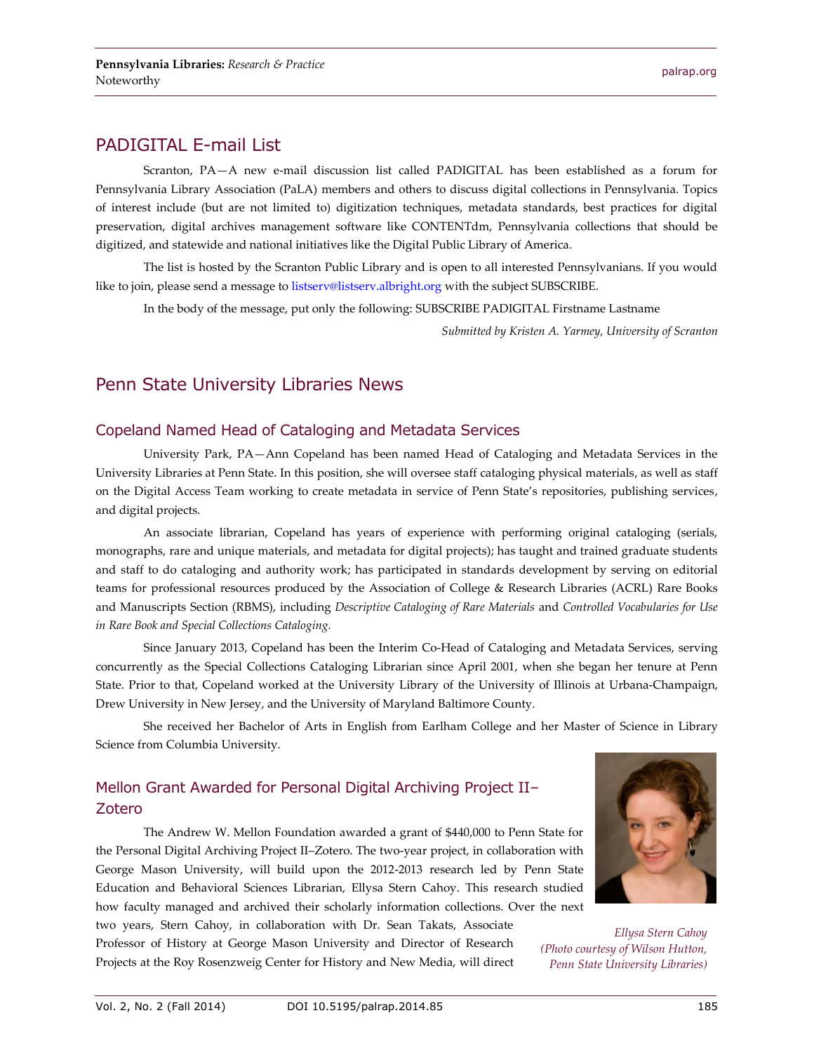## PADIGITAL E-mail List

Scranton, PA—A new e-mail discussion list called PADIGITAL has been established as a forum for Pennsylvania Library Association (PaLA) members and others to discuss digital collections in Pennsylvania. Topics of interest include (but are not limited to) digitization techniques, metadata standards, best practices for digital preservation, digital archives management software like CONTENTdm, Pennsylvania collections that should be digitized, and statewide and national initiatives like the Digital Public Library of America.

The list is hosted by the Scranton Public Library and is open to all interested Pennsylvanians. If you would like to join, please send a message to listserv@listserv.albright.org with the subject SUBSCRIBE.

In the body of the message, put only the following: SUBSCRIBE PADIGITAL Firstname Lastname

*Submitted by Kristen A. Yarmey, University of Scranton*

## Penn State University Libraries News

### Copeland Named Head of Cataloging and Metadata Services

University Park, PA—Ann Copeland has been named Head of Cataloging and Metadata Services in the University Libraries at Penn State. In this position, she will oversee staff cataloging physical materials, as well as staff on the Digital Access Team working to create metadata in service of Penn State's repositories, publishing services, and digital projects.

An associate librarian, Copeland has years of experience with performing original cataloging (serials, monographs, rare and unique materials, and metadata for digital projects); has taught and trained graduate students and staff to do cataloging and authority work; has participated in standards development by serving on editorial teams for professional resources produced by the Association of College & Research Libraries (ACRL) Rare Books and Manuscripts Section (RBMS), including *Descriptive Cataloging of Rare Materials* and *Controlled Vocabularies for Use in Rare Book and Special Collections Cataloging.*

Since January 2013, Copeland has been the Interim Co-Head of Cataloging and Metadata Services, serving concurrently as the Special Collections Cataloging Librarian since April 2001, when she began her tenure at Penn State. Prior to that, Copeland worked at the University Library of the University of Illinois at Urbana-Champaign, Drew University in New Jersey, and the University of Maryland Baltimore County.

She received her Bachelor of Arts in English from Earlham College and her Master of Science in Library Science from Columbia University.

### Mellon Grant Awarded for Personal Digital Archiving Project II–Zotero

The Andrew W. Mellon Foundation awarded a grant of $440,000 to Penn State for the Personal Digital Archiving Project II–Zotero. The two-year project, in collaboration with George Mason University, will build upon the 2012-2013 research led by Penn State Education and Behavioral Sciences Librarian, Ellysa Stern Cahoy. This research studied how faculty managed and archived their scholarly information collections. Over the next two years, Stern Cahoy, in collaboration with Dr. Sean Takats, Associate Professor of History at George Mason University and Director of Research Projects at the Roy Rosenzweig Center for History and New Media, will direct

*Ellysa Stern Cahoy (Photo courtesy of Wilson Hutton, Penn State University Libraries)*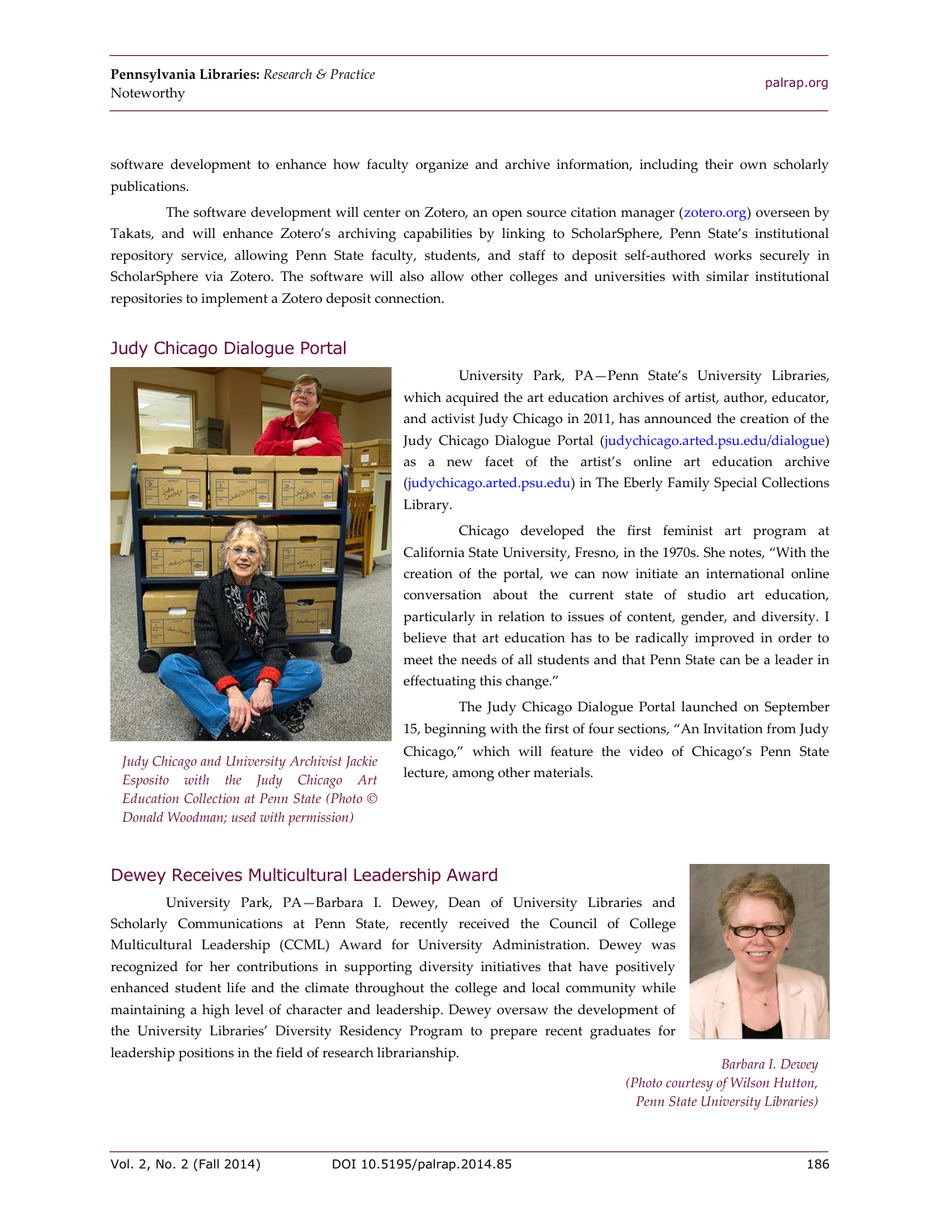software development to enhance how faculty organize and archive information, including their own scholarly publications.

The software development will center on Zotero, an open source citation manager (zotero.org) overseen by Takats, and will enhance Zotero's archiving capabilities by linking to ScholarSphere, Penn State's institutional repository service, allowing Penn State faculty, students, and staff to deposit self-authored works securely in ScholarSphere via Zotero. The software will also allow other colleges and universities with similar institutional repositories to implement a Zotero deposit connection.

## Judy Chicago Dialogue Portal

*Judy Chicago and University Archivist Jackie Esposito with the Judy Chicago Art Education Collection at Penn State (Photo © Donald Woodman; used with permission)*

University Park, PA—Penn State's University Libraries, which acquired the art education archives of artist, author, educator, and activist Judy Chicago in 2011, has announced the creation of the Judy Chicago Dialogue Portal (judychicago.arted.psu.edu/dialogue) as a new facet of the artist's online art education archive (judychicago.arted.psu.edu) in The Eberly Family Special Collections Library.

Chicago developed the first feminist art program at California State University, Fresno, in the 1970s. She notes, "With the creation of the portal, we can now initiate an international online conversation about the current state of studio art education, particularly in relation to issues of content, gender, and diversity. I believe that art education has to be radically improved in order to meet the needs of all students and that Penn State can be a leader in effectuating this change."

The Judy Chicago Dialogue Portal launched on September 15, beginning with the first of four sections, "An Invitation from Judy Chicago," which will feature the video of Chicago's Penn State lecture, among other materials.

## Dewey Receives Multicultural Leadership Award

University Park, PA—Barbara I. Dewey, Dean of University Libraries and Scholarly Communications at Penn State, recently received the Council of College Multicultural Leadership (CCML) Award for University Administration. Dewey was recognized for her contributions in supporting diversity initiatives that have positively enhanced student life and the climate throughout the college and local community while maintaining a high level of character and leadership. Dewey oversaw the development of the University Libraries' Diversity Residency Program to prepare recent graduates for leadership positions in the field of research librarianship.

*Barbara I. Dewey (Photo courtesy of Wilson Hutton, Penn State University Libraries)*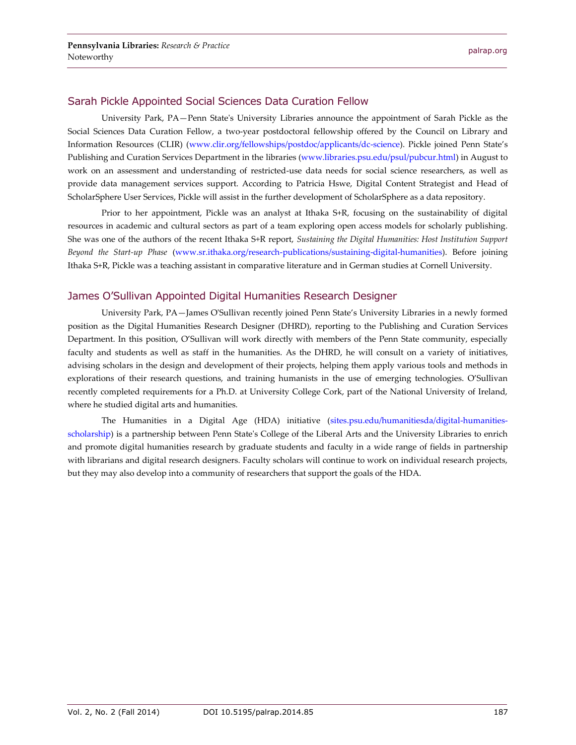## Sarah Pickle Appointed Social Sciences Data Curation Fellow

University Park, PA—Penn State's University Libraries announce the appointment of Sarah Pickle as the Social Sciences Data Curation Fellow, a two-year postdoctoral fellowship offered by the Council on Library and Information Resources (CLIR) (www.clir.org/fellowships/postdoc/applicants/dc-science). Pickle joined Penn State's Publishing and Curation Services Department in the libraries (www.libraries.psu.edu/psul/pubcur.html) in August to work on an assessment and understanding of restricted-use data needs for social science researchers, as well as provide data management services support. According to Patricia Hswe, Digital Content Strategist and Head of ScholarSphere User Services, Pickle will assist in the further development of ScholarSphere as a data repository.

Prior to her appointment, Pickle was an analyst at Ithaka S+R, focusing on the sustainability of digital resources in academic and cultural sectors as part of a team exploring open access models for scholarly publishing. She was one of the authors of the recent Ithaka S+R report, *Sustaining the Digital Humanities: Host Institution Support Beyond the Start-up Phase* (www.sr.ithaka.org/research-publications/sustaining-digital-humanities). Before joining Ithaka S+R, Pickle was a teaching assistant in comparative literature and in German studies at Cornell University.

## James O'Sullivan Appointed Digital Humanities Research Designer

University Park, PA—James O'Sullivan recently joined Penn State's University Libraries in a newly formed position as the Digital Humanities Research Designer (DHRD), reporting to the Publishing and Curation Services Department. In this position, O'Sullivan will work directly with members of the Penn State community, especially faculty and students as well as staff in the humanities. As the DHRD, he will consult on a variety of initiatives, advising scholars in the design and development of their projects, helping them apply various tools and methods in explorations of their research questions, and training humanists in the use of emerging technologies. O'Sullivan recently completed requirements for a Ph.D. at University College Cork, part of the National University of Ireland, where he studied digital arts and humanities.

The Humanities in a Digital Age (HDA) initiative (sites.psu.edu/humanitiesda/digital-humanities-scholarship) is a partnership between Penn State's College of the Liberal Arts and the University Libraries to enrich and promote digital humanities research by graduate students and faculty in a wide range of fields in partnership with librarians and digital research designers. Faculty scholars will continue to work on individual research projects, but they may also develop into a community of researchers that support the goals of the HDA.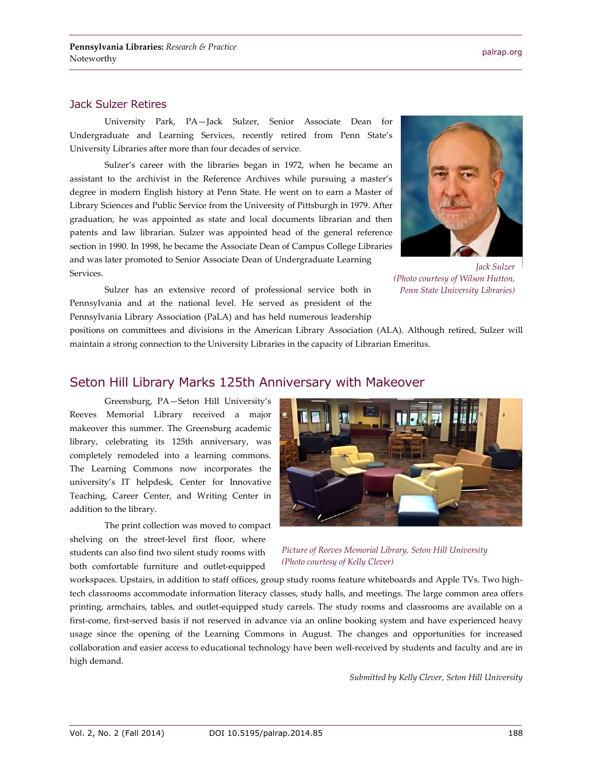## Jack Sulzer Retires

University Park, PA—Jack Sulzer, Senior Associate Dean for Undergraduate and Learning Services, recently retired from Penn State's University Libraries after more than four decades of service.

Sulzer's career with the libraries began in 1972, when he became an assistant to the archivist in the Reference Archives while pursuing a master's degree in modern English history at Penn State. He went on to earn a Master of Library Sciences and Public Service from the University of Pittsburgh in 1979. After graduation, he was appointed as state and local documents librarian and then patents and law librarian. Sulzer was appointed head of the general reference section in 1990. In 1998, he became the Associate Dean of Campus College Libraries and was later promoted to Senior Associate Dean of Undergraduate Learning Services.

*Jack Sulzer*
*(Photo courtesy of Wilson Hutton, Penn State University Libraries)*

Sulzer has an extensive record of professional service both in Pennsylvania and at the national level. He served as president of the Pennsylvania Library Association (PaLA) and has held numerous leadership positions on committees and divisions in the American Library Association (ALA). Although retired, Sulzer will maintain a strong connection to the University Libraries in the capacity of Librarian Emeritus.

## Seton Hill Library Marks 125th Anniversary with Makeover

Greensburg, PA—Seton Hill University's Reeves Memorial Library received a major makeover this summer. The Greensburg academic library, celebrating its 125th anniversary, was completely remodeled into a learning commons. The Learning Commons now incorporates the university's IT helpdesk, Center for Innovative Teaching, Career Center, and Writing Center in addition to the library.

*Picture of Reeves Memorial Library, Seton Hill University*
*(Photo courtesy of Kelly Clever)*

The print collection was moved to compact shelving on the street-level first floor, where students can also find two silent study rooms with both comfortable furniture and outlet-equipped workspaces. Upstairs, in addition to staff offices, group study rooms feature whiteboards and Apple TVs. Two high-tech classrooms accommodate information literacy classes, study halls, and meetings. The large common area offers printing, armchairs, tables, and outlet-equipped study carrels. The study rooms and classrooms are available on a first-come, first-served basis if not reserved in advance via an online booking system and have experienced heavy usage since the opening of the Learning Commons in August. The changes and opportunities for increased collaboration and easier access to educational technology have been well-received by students and faculty and are in high demand.

*Submitted by Kelly Clever, Seton Hill University*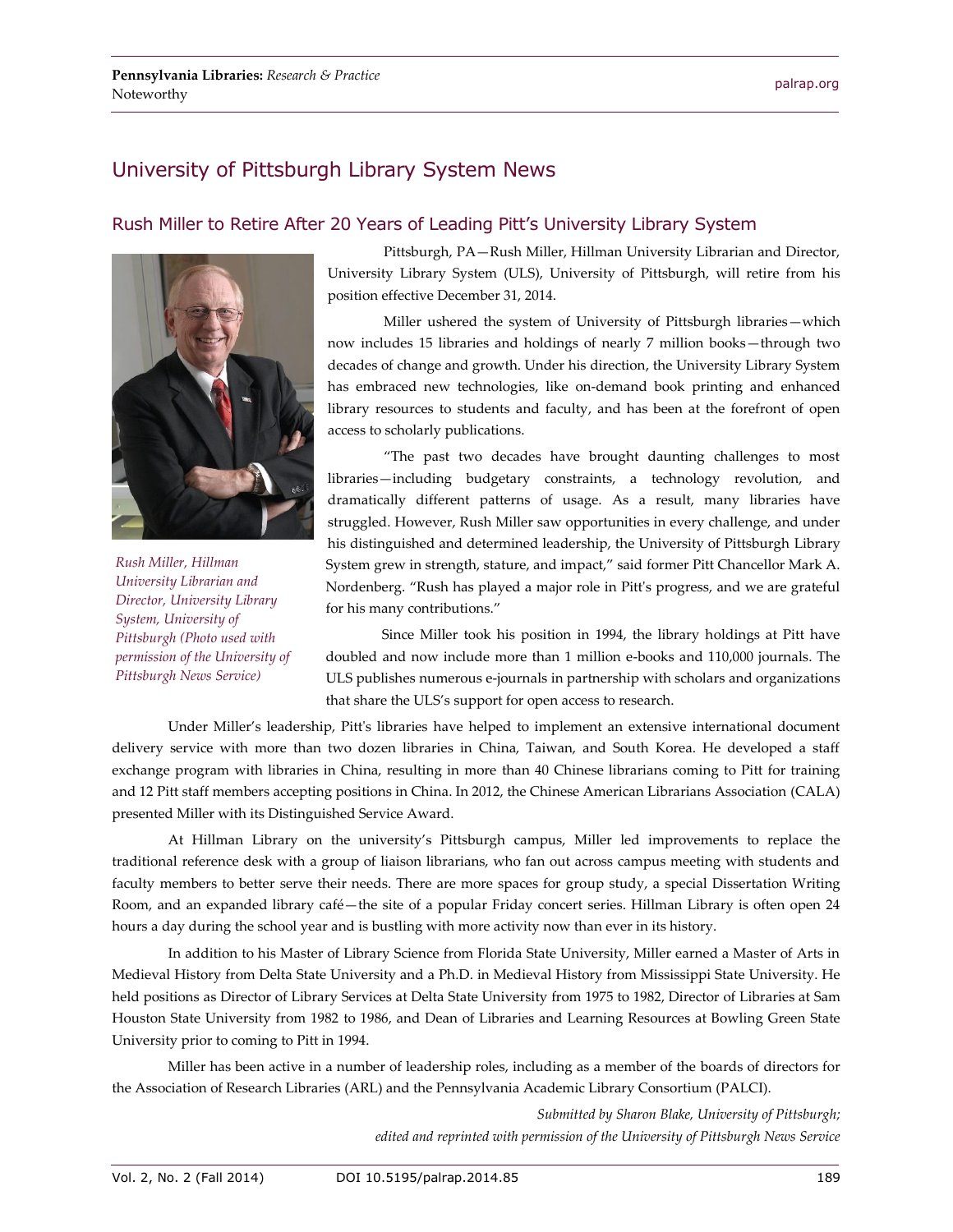# University of Pittsburgh Library System News

## Rush Miller to Retire After 20 Years of Leading Pitt's University Library System

*Rush Miller, Hillman University Librarian and Director, University Library System, University of Pittsburgh (Photo used with permission of the University of Pittsburgh News Service)*

Pittsburgh, PA—Rush Miller, Hillman University Librarian and Director, University Library System (ULS), University of Pittsburgh, will retire from his position effective December 31, 2014.

Miller ushered the system of University of Pittsburgh libraries—which now includes 15 libraries and holdings of nearly 7 million books—through two decades of change and growth. Under his direction, the University Library System has embraced new technologies, like on-demand book printing and enhanced library resources to students and faculty, and has been at the forefront of open access to scholarly publications.

"The past two decades have brought daunting challenges to most libraries—including budgetary constraints, a technology revolution, and dramatically different patterns of usage. As a result, many libraries have struggled. However, Rush Miller saw opportunities in every challenge, and under his distinguished and determined leadership, the University of Pittsburgh Library System grew in strength, stature, and impact," said former Pitt Chancellor Mark A. Nordenberg. "Rush has played a major role in Pitt's progress, and we are grateful for his many contributions."

Since Miller took his position in 1994, the library holdings at Pitt have doubled and now include more than 1 million e-books and 110,000 journals. The ULS publishes numerous e-journals in partnership with scholars and organizations that share the ULS's support for open access to research.

Under Miller's leadership, Pitt's libraries have helped to implement an extensive international document delivery service with more than two dozen libraries in China, Taiwan, and South Korea. He developed a staff exchange program with libraries in China, resulting in more than 40 Chinese librarians coming to Pitt for training and 12 Pitt staff members accepting positions in China. In 2012, the Chinese American Librarians Association (CALA) presented Miller with its Distinguished Service Award.

At Hillman Library on the university's Pittsburgh campus, Miller led improvements to replace the traditional reference desk with a group of liaison librarians, who fan out across campus meeting with students and faculty members to better serve their needs. There are more spaces for group study, a special Dissertation Writing Room, and an expanded library café—the site of a popular Friday concert series. Hillman Library is often open 24 hours a day during the school year and is bustling with more activity now than ever in its history.

In addition to his Master of Library Science from Florida State University, Miller earned a Master of Arts in Medieval History from Delta State University and a Ph.D. in Medieval History from Mississippi State University. He held positions as Director of Library Services at Delta State University from 1975 to 1982, Director of Libraries at Sam Houston State University from 1982 to 1986, and Dean of Libraries and Learning Resources at Bowling Green State University prior to coming to Pitt in 1994.

Miller has been active in a number of leadership roles, including as a member of the boards of directors for the Association of Research Libraries (ARL) and the Pennsylvania Academic Library Consortium (PALCI).

*Submitted by Sharon Blake, University of Pittsburgh; edited and reprinted with permission of the University of Pittsburgh News Service*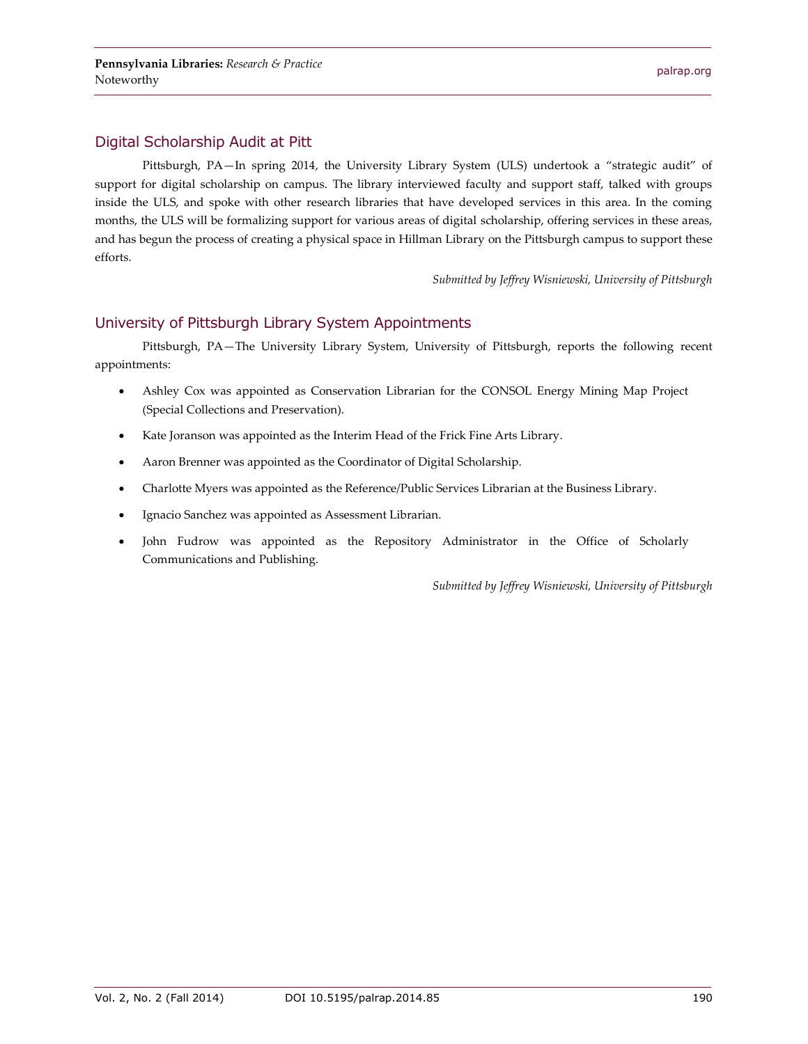## Digital Scholarship Audit at Pitt

Pittsburgh, PA—In spring 2014, the University Library System (ULS) undertook a "strategic audit" of support for digital scholarship on campus. The library interviewed faculty and support staff, talked with groups inside the ULS, and spoke with other research libraries that have developed services in this area. In the coming months, the ULS will be formalizing support for various areas of digital scholarship, offering services in these areas, and has begun the process of creating a physical space in Hillman Library on the Pittsburgh campus to support these efforts.

*Submitted by Jeffrey Wisniewski, University of Pittsburgh*

## University of Pittsburgh Library System Appointments

Pittsburgh, PA—The University Library System, University of Pittsburgh, reports the following recent appointments:

- Ashley Cox was appointed as Conservation Librarian for the CONSOL Energy Mining Map Project (Special Collections and Preservation).
- Kate Joranson was appointed as the Interim Head of the Frick Fine Arts Library.
- Aaron Brenner was appointed as the Coordinator of Digital Scholarship.
- Charlotte Myers was appointed as the Reference/Public Services Librarian at the Business Library.
- Ignacio Sanchez was appointed as Assessment Librarian.
- John Fudrow was appointed as the Repository Administrator in the Office of Scholarly Communications and Publishing.

*Submitted by Jeffrey Wisniewski, University of Pittsburgh*